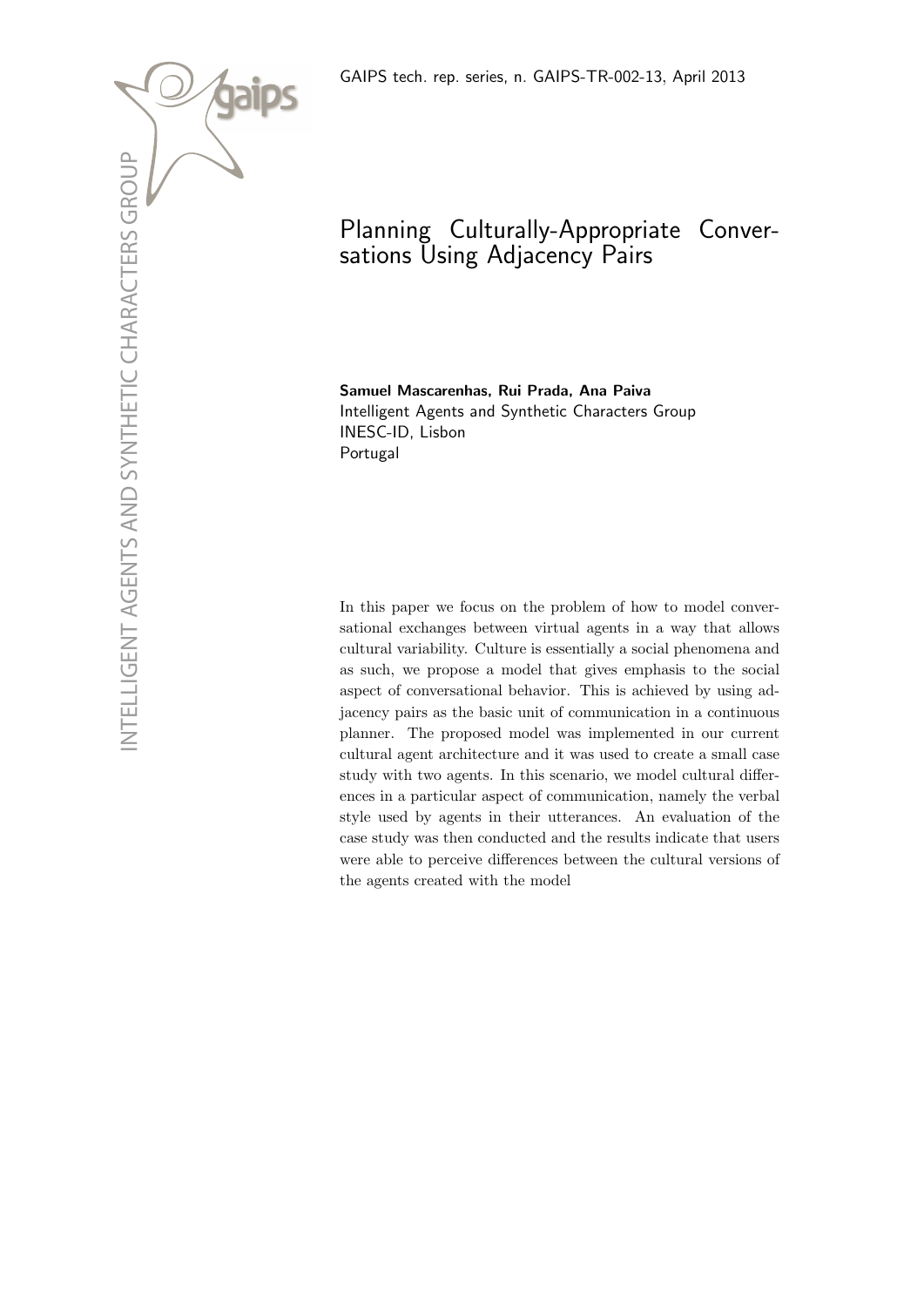GAIPS tech. rep. series, n. GAIPS-TR-002-13, April 2013

# Planning Culturally-Appropriate Conversations Using Adjacency Pairs

**Samuel Mascarenhas, Rui Prada, Ana Paiva**
Intelligent Agents and Synthetic Characters Group
INESC-ID, Lisbon
Portugal

In this paper we focus on the problem of how to model conversational exchanges between virtual agents in a way that allows cultural variability. Culture is essentially a social phenomena and as such, we propose a model that gives emphasis to the social aspect of conversational behavior. This is achieved by using adjacency pairs as the basic unit of communication in a continuous planner. The proposed model was implemented in our current cultural agent architecture and it was used to create a small case study with two agents. In this scenario, we model cultural differences in a particular aspect of communication, namely the verbal style used by agents in their utterances. An evaluation of the case study was then conducted and the results indicate that users were able to perceive differences between the cultural versions of the agents created with the model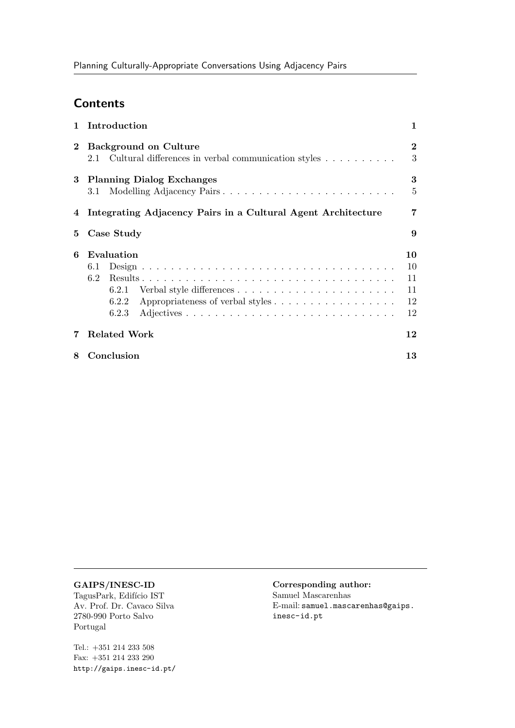## Contents

| | | |
|---|---|---|
| **1** | **Introduction** | **1** |
| **2** | **Background on Culture** | **2** |
| | 2.1 Cultural differences in verbal communication styles | 3 |
| **3** | **Planning Dialog Exchanges** | **3** |
| | 3.1 Modelling Adjacency Pairs | 5 |
| **4** | **Integrating Adjacency Pairs in a Cultural Agent Architecture** | **7** |
| **5** | **Case Study** | **9** |
| **6** | **Evaluation** | **10** |
| | 6.1 Design | 10 |
| | 6.2 Results | 11 |
| | 6.2.1 Verbal style differences | 11 |
| | 6.2.2 Appropriateness of verbal styles | 12 |
| | 6.2.3 Adjectives | 12 |
| **7** | **Related Work** | **12** |
| **8** | **Conclusion** | **13** |

**GAIPS/INESC-ID**
TagusPark, Edifício IST
Av. Prof. Dr. Cavaco Silva
2780-990 Porto Salvo
Portugal

Tel.: +351 214 233 508
Fax: +351 214 233 290
http://gaips.inesc-id.pt/

**Corresponding author:**
Samuel Mascarenhas
E-mail: samuel.mascarenhas@gaips.inesc-id.pt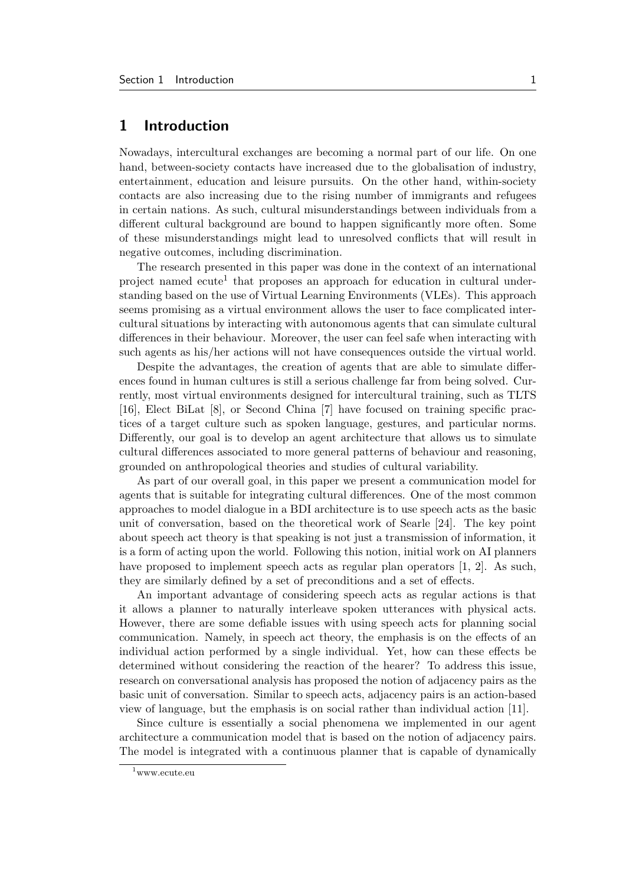# 1 Introduction

Nowadays, intercultural exchanges are becoming a normal part of our life. On one hand, between-society contacts have increased due to the globalisation of industry, entertainment, education and leisure pursuits. On the other hand, within-society contacts are also increasing due to the rising number of immigrants and refugees in certain nations. As such, cultural misunderstandings between individuals from a different cultural background are bound to happen significantly more often. Some of these misunderstandings might lead to unresolved conflicts that will result in negative outcomes, including discrimination.

The research presented in this paper was done in the context of an international project named ecute[1] that proposes an approach for education in cultural understanding based on the use of Virtual Learning Environments (VLEs). This approach seems promising as a virtual environment allows the user to face complicated intercultural situations by interacting with autonomous agents that can simulate cultural differences in their behaviour. Moreover, the user can feel safe when interacting with such agents as his/her actions will not have consequences outside the virtual world.

Despite the advantages, the creation of agents that are able to simulate differences found in human cultures is still a serious challenge far from being solved. Currently, most virtual environments designed for intercultural training, such as TLTS [16], Elect BiLat [8], or Second China [7] have focused on training specific practices of a target culture such as spoken language, gestures, and particular norms. Differently, our goal is to develop an agent architecture that allows us to simulate cultural differences associated to more general patterns of behaviour and reasoning, grounded on anthropological theories and studies of cultural variability.

As part of our overall goal, in this paper we present a communication model for agents that is suitable for integrating cultural differences. One of the most common approaches to model dialogue in a BDI architecture is to use speech acts as the basic unit of conversation, based on the theoretical work of Searle [24]. The key point about speech act theory is that speaking is not just a transmission of information, it is a form of acting upon the world. Following this notion, initial work on AI planners have proposed to implement speech acts as regular plan operators [1, 2]. As such, they are similarly defined by a set of preconditions and a set of effects.

An important advantage of considering speech acts as regular actions is that it allows a planner to naturally interleave spoken utterances with physical acts. However, there are some defiable issues with using speech acts for planning social communication. Namely, in speech act theory, the emphasis is on the effects of an individual action performed by a single individual. Yet, how can these effects be determined without considering the reaction of the hearer? To address this issue, research on conversational analysis has proposed the notion of adjacency pairs as the basic unit of conversation. Similar to speech acts, adjacency pairs is an action-based view of language, but the emphasis is on social rather than individual action [11].

Since culture is essentially a social phenomena we implemented in our agent architecture a communication model that is based on the notion of adjacency pairs. The model is integrated with a continuous planner that is capable of dynamically

[1] www.ecute.eu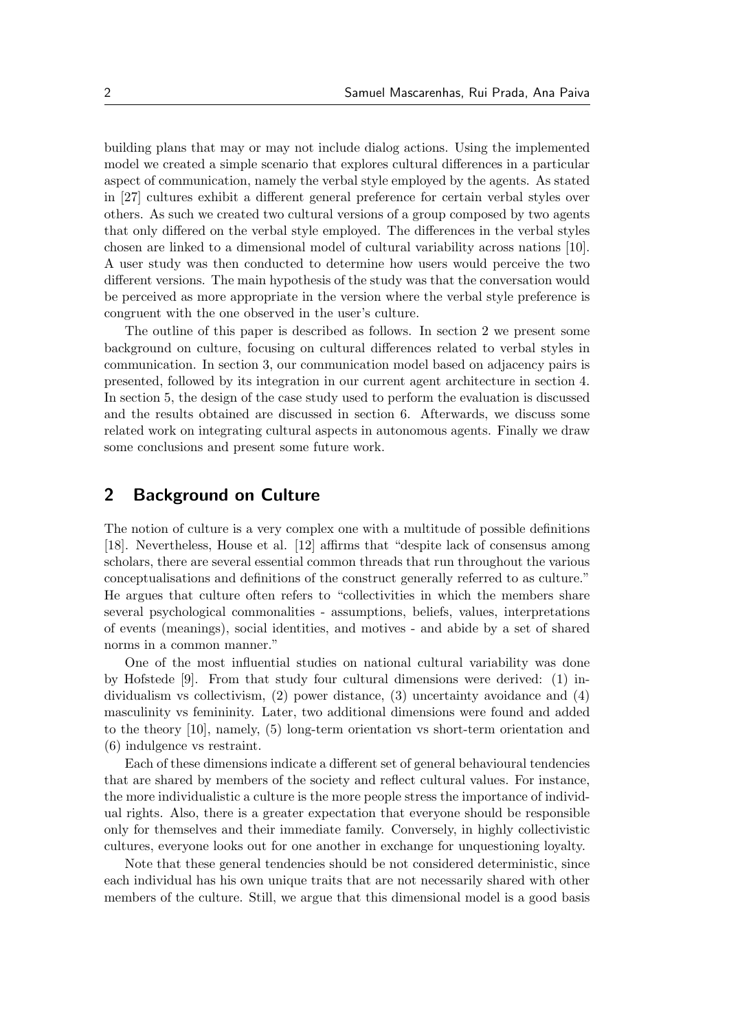building plans that may or may not include dialog actions. Using the implemented model we created a simple scenario that explores cultural differences in a particular aspect of communication, namely the verbal style employed by the agents. As stated in [27] cultures exhibit a different general preference for certain verbal styles over others. As such we created two cultural versions of a group composed by two agents that only differed on the verbal style employed. The differences in the verbal styles chosen are linked to a dimensional model of cultural variability across nations [10]. A user study was then conducted to determine how users would perceive the two different versions. The main hypothesis of the study was that the conversation would be perceived as more appropriate in the version where the verbal style preference is congruent with the one observed in the user's culture.

The outline of this paper is described as follows. In section 2 we present some background on culture, focusing on cultural differences related to verbal styles in communication. In section 3, our communication model based on adjacency pairs is presented, followed by its integration in our current agent architecture in section 4. In section 5, the design of the case study used to perform the evaluation is discussed and the results obtained are discussed in section 6. Afterwards, we discuss some related work on integrating cultural aspects in autonomous agents. Finally we draw some conclusions and present some future work.

## 2 Background on Culture

The notion of culture is a very complex one with a multitude of possible definitions [18]. Nevertheless, House et al. [12] affirms that "despite lack of consensus among scholars, there are several essential common threads that run throughout the various conceptualisations and definitions of the construct generally referred to as culture." He argues that culture often refers to "collectivities in which the members share several psychological commonalities - assumptions, beliefs, values, interpretations of events (meanings), social identities, and motives - and abide by a set of shared norms in a common manner."

One of the most influential studies on national cultural variability was done by Hofstede [9]. From that study four cultural dimensions were derived: (1) individualism vs collectivism, (2) power distance, (3) uncertainty avoidance and (4) masculinity vs femininity. Later, two additional dimensions were found and added to the theory [10], namely, (5) long-term orientation vs short-term orientation and (6) indulgence vs restraint.

Each of these dimensions indicate a different set of general behavioural tendencies that are shared by members of the society and reflect cultural values. For instance, the more individualistic a culture is the more people stress the importance of individual rights. Also, there is a greater expectation that everyone should be responsible only for themselves and their immediate family. Conversely, in highly collectivistic cultures, everyone looks out for one another in exchange for unquestioning loyalty.

Note that these general tendencies should be not considered deterministic, since each individual has his own unique traits that are not necessarily shared with other members of the culture. Still, we argue that this dimensional model is a good basis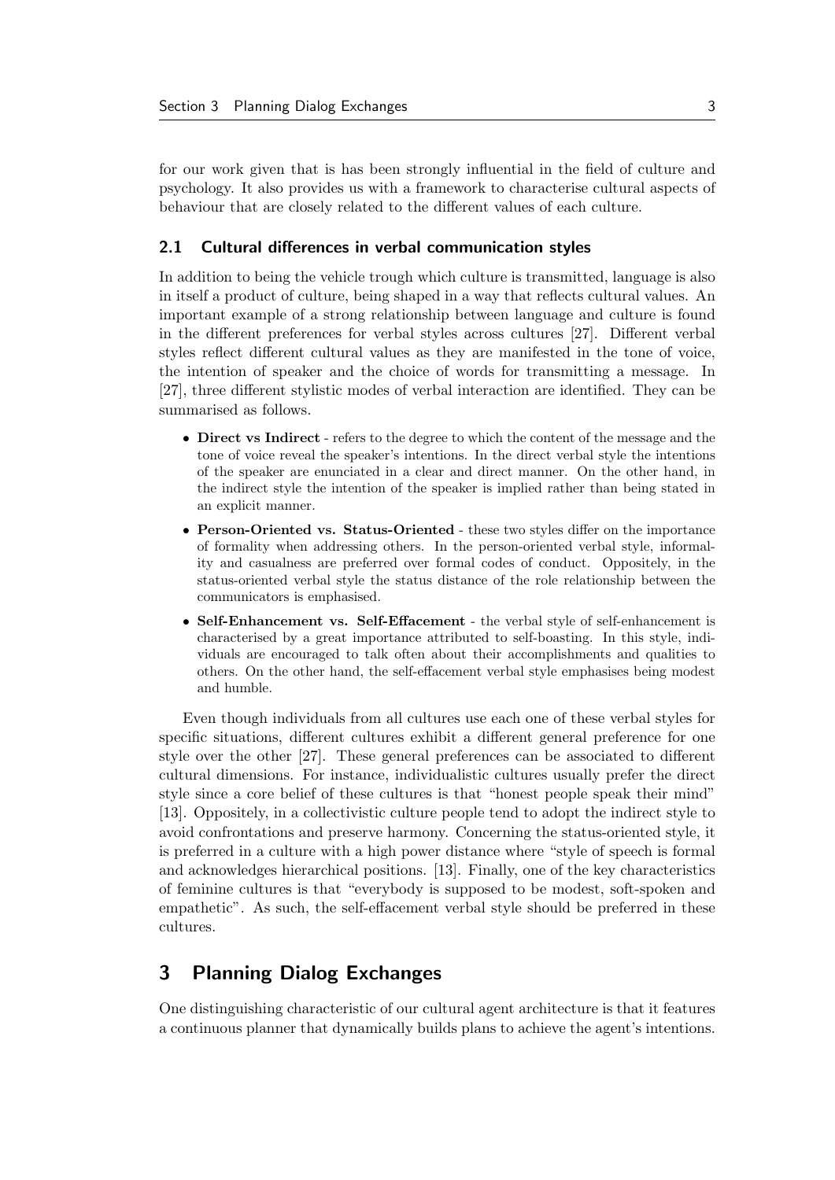for our work given that is has been strongly influential in the field of culture and psychology. It also provides us with a framework to characterise cultural aspects of behaviour that are closely related to the different values of each culture.

### 2.1 Cultural differences in verbal communication styles

In addition to being the vehicle trough which culture is transmitted, language is also in itself a product of culture, being shaped in a way that reflects cultural values. An important example of a strong relationship between language and culture is found in the different preferences for verbal styles across cultures [27]. Different verbal styles reflect different cultural values as they are manifested in the tone of voice, the intention of speaker and the choice of words for transmitting a message. In [27], three different stylistic modes of verbal interaction are identified. They can be summarised as follows.

- **Direct vs Indirect** - refers to the degree to which the content of the message and the tone of voice reveal the speaker's intentions. In the direct verbal style the intentions of the speaker are enunciated in a clear and direct manner. On the other hand, in the indirect style the intention of the speaker is implied rather than being stated in an explicit manner.
- **Person-Oriented vs. Status-Oriented** - these two styles differ on the importance of formality when addressing others. In the person-oriented verbal style, informality and casualness are preferred over formal codes of conduct. Oppositely, in the status-oriented verbal style the status distance of the role relationship between the communicators is emphasised.
- **Self-Enhancement vs. Self-Effacement** - the verbal style of self-enhancement is characterised by a great importance attributed to self-boasting. In this style, individuals are encouraged to talk often about their accomplishments and qualities to others. On the other hand, the self-effacement verbal style emphasises being modest and humble.

Even though individuals from all cultures use each one of these verbal styles for specific situations, different cultures exhibit a different general preference for one style over the other [27]. These general preferences can be associated to different cultural dimensions. For instance, individualistic cultures usually prefer the direct style since a core belief of these cultures is that "honest people speak their mind" [13]. Oppositely, in a collectivistic culture people tend to adopt the indirect style to avoid confrontations and preserve harmony. Concerning the status-oriented style, it is preferred in a culture with a high power distance where "style of speech is formal and acknowledges hierarchical positions. [13]. Finally, one of the key characteristics of feminine cultures is that "everybody is supposed to be modest, soft-spoken and empathetic". As such, the self-effacement verbal style should be preferred in these cultures.

## 3 Planning Dialog Exchanges

One distinguishing characteristic of our cultural agent architecture is that it features a continuous planner that dynamically builds plans to achieve the agent's intentions.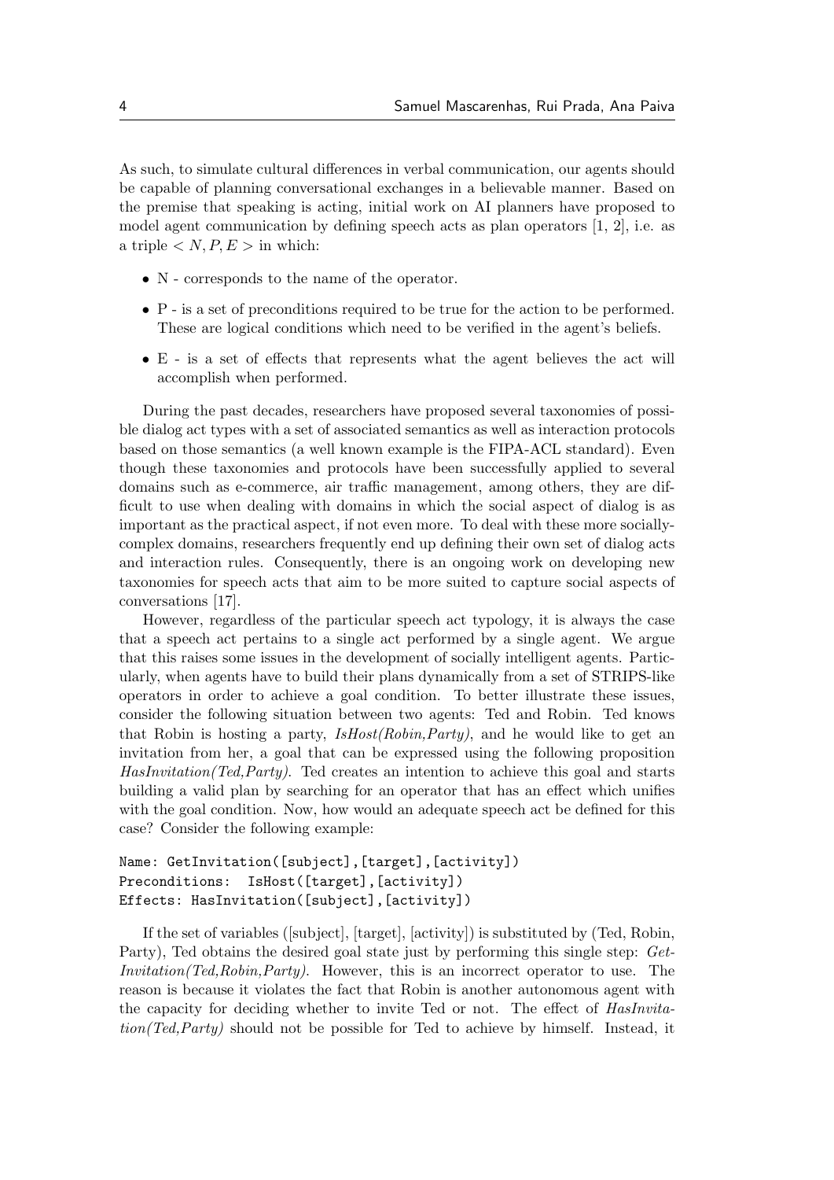As such, to simulate cultural differences in verbal communication, our agents should be capable of planning conversational exchanges in a believable manner. Based on the premise that speaking is acting, initial work on AI planners have proposed to model agent communication by defining speech acts as plan operators [1, 2], i.e. as a triple $< N, P, E >$ in which:

- N - corresponds to the name of the operator.
- P - is a set of preconditions required to be true for the action to be performed. These are logical conditions which need to be verified in the agent's beliefs.
- E - is a set of effects that represents what the agent believes the act will accomplish when performed.

During the past decades, researchers have proposed several taxonomies of possible dialog act types with a set of associated semantics as well as interaction protocols based on those semantics (a well known example is the FIPA-ACL standard). Even though these taxonomies and protocols have been successfully applied to several domains such as e-commerce, air traffic management, among others, they are difficult to use when dealing with domains in which the social aspect of dialog is as important as the practical aspect, if not even more. To deal with these more socially-complex domains, researchers frequently end up defining their own set of dialog acts and interaction rules. Consequently, there is an ongoing work on developing new taxonomies for speech acts that aim to be more suited to capture social aspects of conversations [17].

However, regardless of the particular speech act typology, it is always the case that a speech act pertains to a single act performed by a single agent. We argue that this raises some issues in the development of socially intelligent agents. Particularly, when agents have to build their plans dynamically from a set of STRIPS-like operators in order to achieve a goal condition. To better illustrate these issues, consider the following situation between two agents: Ted and Robin. Ted knows that Robin is hosting a party, *IsHost(Robin,Party)*, and he would like to get an invitation from her, a goal that can be expressed using the following proposition *HasInvitation(Ted,Party)*. Ted creates an intention to achieve this goal and starts building a valid plan by searching for an operator that has an effect which unifies with the goal condition. Now, how would an adequate speech act be defined for this case? Consider the following example:

```
Name: GetInvitation([subject],[target],[activity])
Preconditions:  IsHost([target],[activity])
Effects: HasInvitation([subject],[activity])
```

If the set of variables ([subject], [target], [activity]) is substituted by (Ted, Robin, Party), Ted obtains the desired goal state just by performing this single step: *GetInvitation(Ted,Robin,Party)*. However, this is an incorrect operator to use. The reason is because it violates the fact that Robin is another autonomous agent with the capacity for deciding whether to invite Ted or not. The effect of *HasInvitation(Ted,Party)* should not be possible for Ted to achieve by himself. Instead, it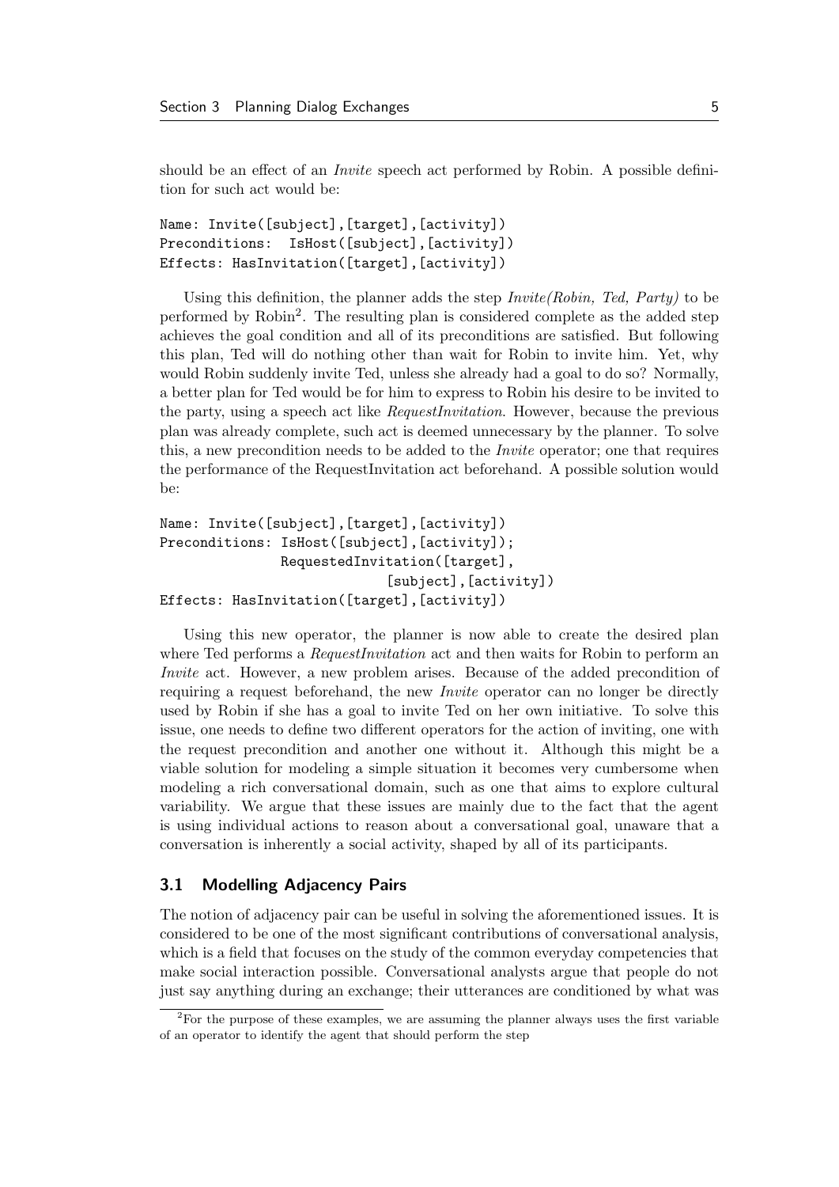should be an effect of an *Invite* speech act performed by Robin. A possible definition for such act would be:

```
Name: Invite([subject],[target],[activity])
Preconditions:  IsHost([subject],[activity])
Effects: HasInvitation([target],[activity])
```

Using this definition, the planner adds the step *Invite(Robin, Ted, Party)* to be performed by Robin[2]. The resulting plan is considered complete as the added step achieves the goal condition and all of its preconditions are satisfied. But following this plan, Ted will do nothing other than wait for Robin to invite him. Yet, why would Robin suddenly invite Ted, unless she already had a goal to do so? Normally, a better plan for Ted would be for him to express to Robin his desire to be invited to the party, using a speech act like *RequestInvitation*. However, because the previous plan was already complete, such act is deemed unnecessary by the planner. To solve this, a new precondition needs to be added to the *Invite* operator; one that requires the performance of the RequestInvitation act beforehand. A possible solution would be:

```
Name: Invite([subject],[target],[activity])
Preconditions: IsHost([subject],[activity]);
               RequestedInvitation([target],
                              [subject],[activity])
Effects: HasInvitation([target],[activity])
```

Using this new operator, the planner is now able to create the desired plan where Ted performs a *RequestInvitation* act and then waits for Robin to perform an *Invite* act. However, a new problem arises. Because of the added precondition of requiring a request beforehand, the new *Invite* operator can no longer be directly used by Robin if she has a goal to invite Ted on her own initiative. To solve this issue, one needs to define two different operators for the action of inviting, one with the request precondition and another one without it. Although this might be a viable solution for modeling a simple situation it becomes very cumbersome when modeling a rich conversational domain, such as one that aims to explore cultural variability. We argue that these issues are mainly due to the fact that the agent is using individual actions to reason about a conversational goal, unaware that a conversation is inherently a social activity, shaped by all of its participants.

### 3.1 Modelling Adjacency Pairs

The notion of adjacency pair can be useful in solving the aforementioned issues. It is considered to be one of the most significant contributions of conversational analysis, which is a field that focuses on the study of the common everyday competencies that make social interaction possible. Conversational analysts argue that people do not just say anything during an exchange; their utterances are conditioned by what was

[2]For the purpose of these examples, we are assuming the planner always uses the first variable of an operator to identify the agent that should perform the step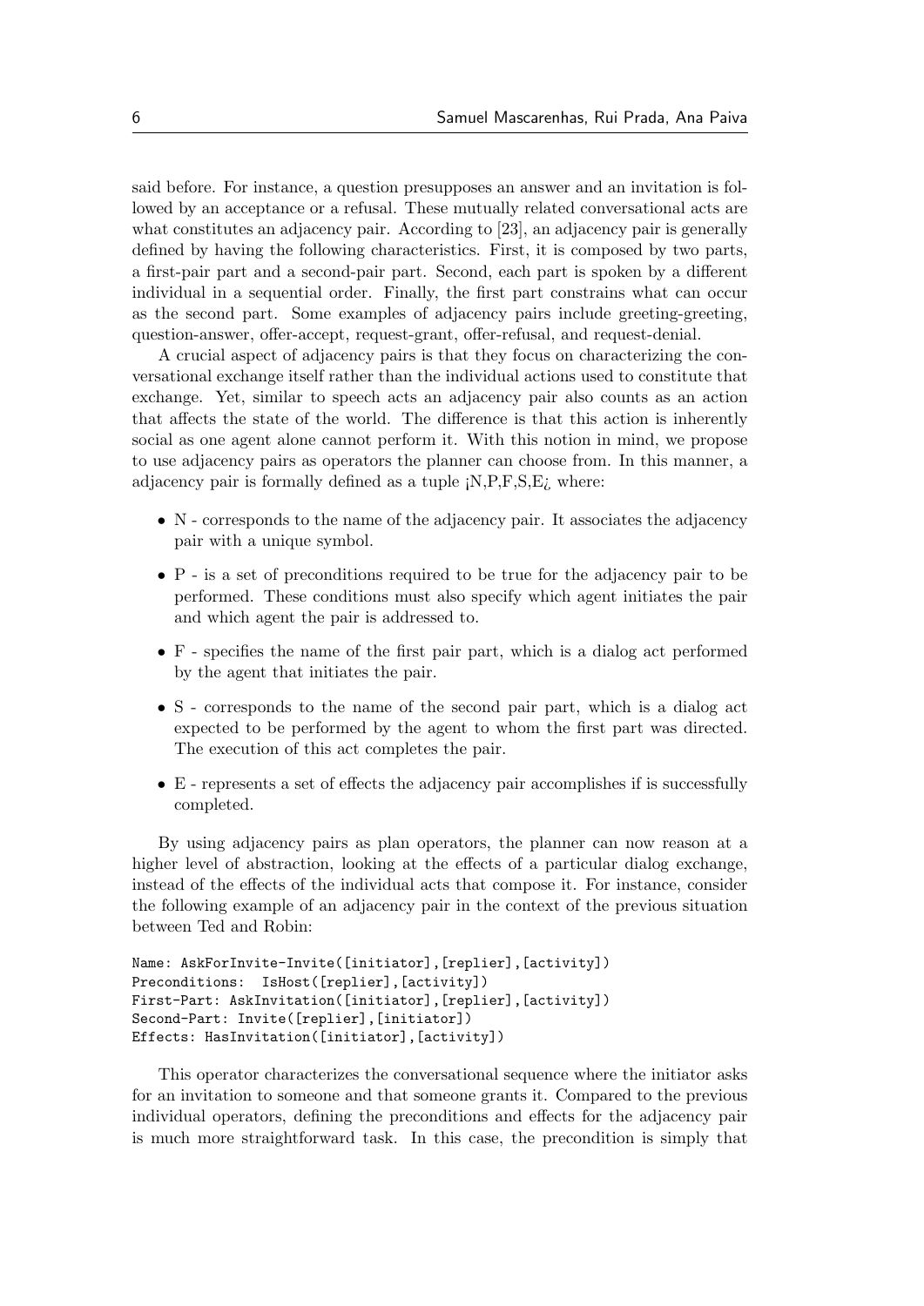said before. For instance, a question presupposes an answer and an invitation is followed by an acceptance or a refusal. These mutually related conversational acts are what constitutes an adjacency pair. According to [23], an adjacency pair is generally defined by having the following characteristics. First, it is composed by two parts, a first-pair part and a second-pair part. Second, each part is spoken by a different individual in a sequential order. Finally, the first part constrains what can occur as the second part. Some examples of adjacency pairs include greeting-greeting, question-answer, offer-accept, request-grant, offer-refusal, and request-denial.

A crucial aspect of adjacency pairs is that they focus on characterizing the conversational exchange itself rather than the individual actions used to constitute that exchange. Yet, similar to speech acts an adjacency pair also counts as an action that affects the state of the world. The difference is that this action is inherently social as one agent alone cannot perform it. With this notion in mind, we propose to use adjacency pairs as operators the planner can choose from. In this manner, a adjacency pair is formally defined as a tuple ¡N,P,F,S,E¿ where:

- N - corresponds to the name of the adjacency pair. It associates the adjacency pair with a unique symbol.
- P - is a set of preconditions required to be true for the adjacency pair to be performed. These conditions must also specify which agent initiates the pair and which agent the pair is addressed to.
- F - specifies the name of the first pair part, which is a dialog act performed by the agent that initiates the pair.
- S - corresponds to the name of the second pair part, which is a dialog act expected to be performed by the agent to whom the first part was directed. The execution of this act completes the pair.
- E - represents a set of effects the adjacency pair accomplishes if is successfully completed.

By using adjacency pairs as plan operators, the planner can now reason at a higher level of abstraction, looking at the effects of a particular dialog exchange, instead of the effects of the individual acts that compose it. For instance, consider the following example of an adjacency pair in the context of the previous situation between Ted and Robin:

```
Name: AskForInvite-Invite([initiator],[replier],[activity])
Preconditions:  IsHost([replier],[activity])
First-Part: AskInvitation([initiator],[replier],[activity])
Second-Part: Invite([replier],[initiator])
Effects: HasInvitation([initiator],[activity])
```

This operator characterizes the conversational sequence where the initiator asks for an invitation to someone and that someone grants it. Compared to the previous individual operators, defining the preconditions and effects for the adjacency pair is much more straightforward task. In this case, the precondition is simply that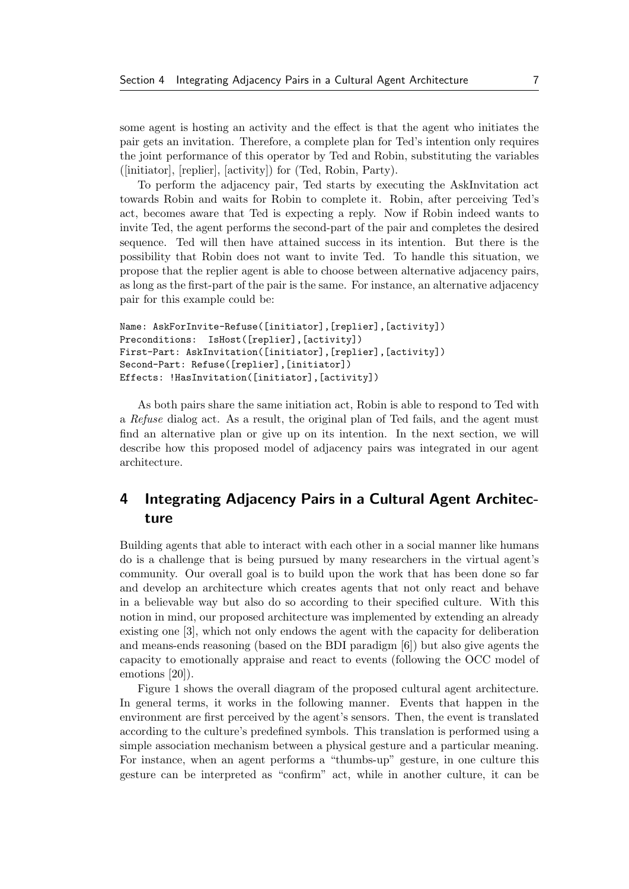some agent is hosting an activity and the effect is that the agent who initiates the pair gets an invitation. Therefore, a complete plan for Ted's intention only requires the joint performance of this operator by Ted and Robin, substituting the variables ([initiator], [replier], [activity]) for (Ted, Robin, Party).

To perform the adjacency pair, Ted starts by executing the AskInvitation act towards Robin and waits for Robin to complete it. Robin, after perceiving Ted's act, becomes aware that Ted is expecting a reply. Now if Robin indeed wants to invite Ted, the agent performs the second-part of the pair and completes the desired sequence. Ted will then have attained success in its intention. But there is the possibility that Robin does not want to invite Ted. To handle this situation, we propose that the replier agent is able to choose between alternative adjacency pairs, as long as the first-part of the pair is the same. For instance, an alternative adjacency pair for this example could be:

```
Name: AskForInvite-Refuse([initiator],[replier],[activity])
Preconditions:  IsHost([replier],[activity])
First-Part: AskInvitation([initiator],[replier],[activity])
Second-Part: Refuse([replier],[initiator])
Effects: !HasInvitation([initiator],[activity])
```

As both pairs share the same initiation act, Robin is able to respond to Ted with a *Refuse* dialog act. As a result, the original plan of Ted fails, and the agent must find an alternative plan or give up on its intention. In the next section, we will describe how this proposed model of adjacency pairs was integrated in our agent architecture.

## 4 Integrating Adjacency Pairs in a Cultural Agent Architecture

Building agents that able to interact with each other in a social manner like humans do is a challenge that is being pursued by many researchers in the virtual agent's community. Our overall goal is to build upon the work that has been done so far and develop an architecture which creates agents that not only react and behave in a believable way but also do so according to their specified culture. With this notion in mind, our proposed architecture was implemented by extending an already existing one [3], which not only endows the agent with the capacity for deliberation and means-ends reasoning (based on the BDI paradigm [6]) but also give agents the capacity to emotionally appraise and react to events (following the OCC model of emotions [20]).

Figure 1 shows the overall diagram of the proposed cultural agent architecture. In general terms, it works in the following manner. Events that happen in the environment are first perceived by the agent's sensors. Then, the event is translated according to the culture's predefined symbols. This translation is performed using a simple association mechanism between a physical gesture and a particular meaning. For instance, when an agent performs a "thumbs-up" gesture, in one culture this gesture can be interpreted as "confirm" act, while in another culture, it can be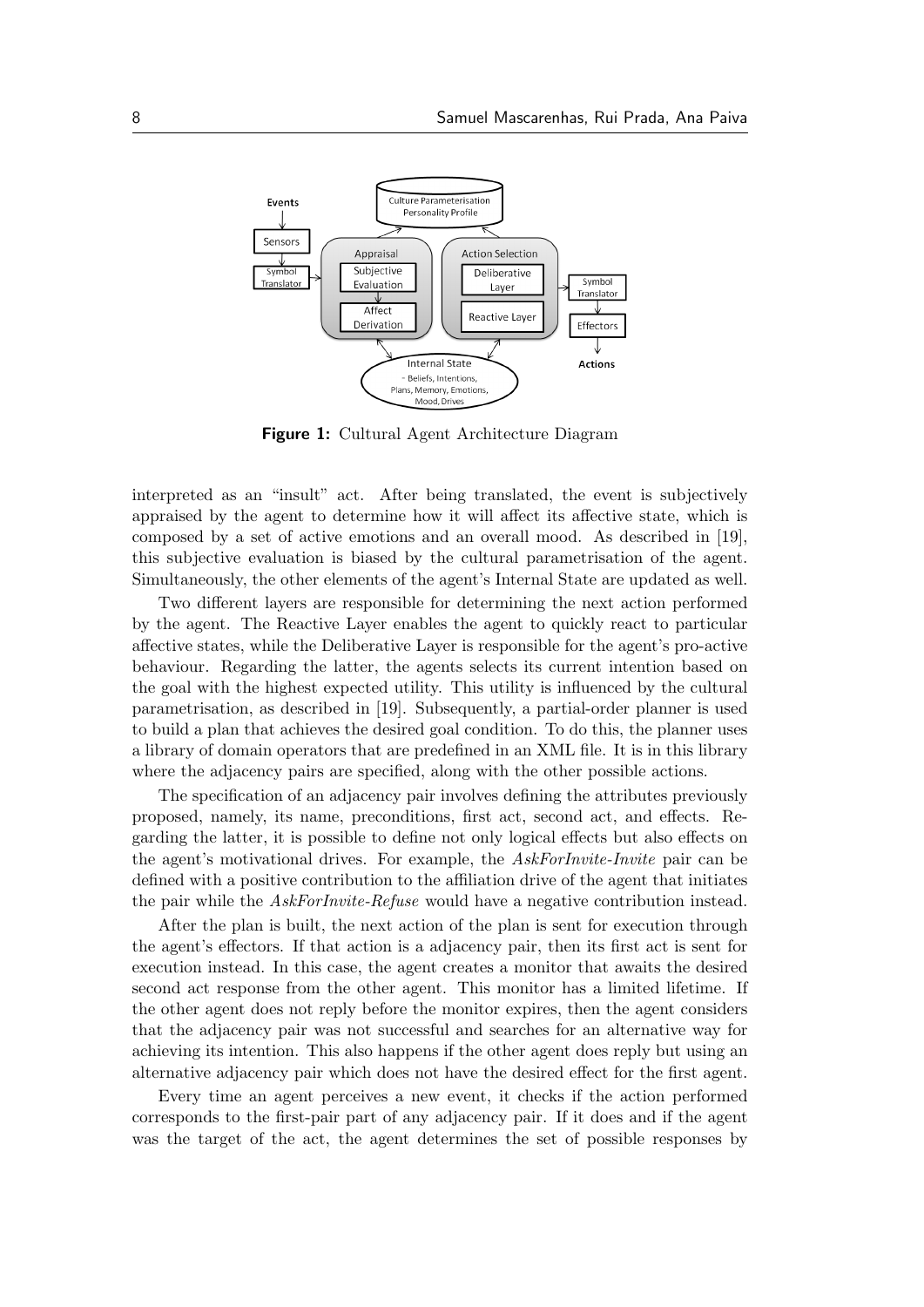**Figure 1:** Cultural Agent Architecture Diagram

interpreted as an "insult" act. After being translated, the event is subjectively appraised by the agent to determine how it will affect its affective state, which is composed by a set of active emotions and an overall mood. As described in [19], this subjective evaluation is biased by the cultural parametrisation of the agent. Simultaneously, the other elements of the agent's Internal State are updated as well.

Two different layers are responsible for determining the next action performed by the agent. The Reactive Layer enables the agent to quickly react to particular affective states, while the Deliberative Layer is responsible for the agent's pro-active behaviour. Regarding the latter, the agents selects its current intention based on the goal with the highest expected utility. This utility is influenced by the cultural parametrisation, as described in [19]. Subsequently, a partial-order planner is used to build a plan that achieves the desired goal condition. To do this, the planner uses a library of domain operators that are predefined in an XML file. It is in this library where the adjacency pairs are specified, along with the other possible actions.

The specification of an adjacency pair involves defining the attributes previously proposed, namely, its name, preconditions, first act, second act, and effects. Regarding the latter, it is possible to define not only logical effects but also effects on the agent's motivational drives. For example, the *AskForInvite-Invite* pair can be defined with a positive contribution to the affiliation drive of the agent that initiates the pair while the *AskForInvite-Refuse* would have a negative contribution instead.

After the plan is built, the next action of the plan is sent for execution through the agent's effectors. If that action is a adjacency pair, then its first act is sent for execution instead. In this case, the agent creates a monitor that awaits the desired second act response from the other agent. This monitor has a limited lifetime. If the other agent does not reply before the monitor expires, then the agent considers that the adjacency pair was not successful and searches for an alternative way for achieving its intention. This also happens if the other agent does reply but using an alternative adjacency pair which does not have the desired effect for the first agent.

Every time an agent perceives a new event, it checks if the action performed corresponds to the first-pair part of any adjacency pair. If it does and if the agent was the target of the act, the agent determines the set of possible responses by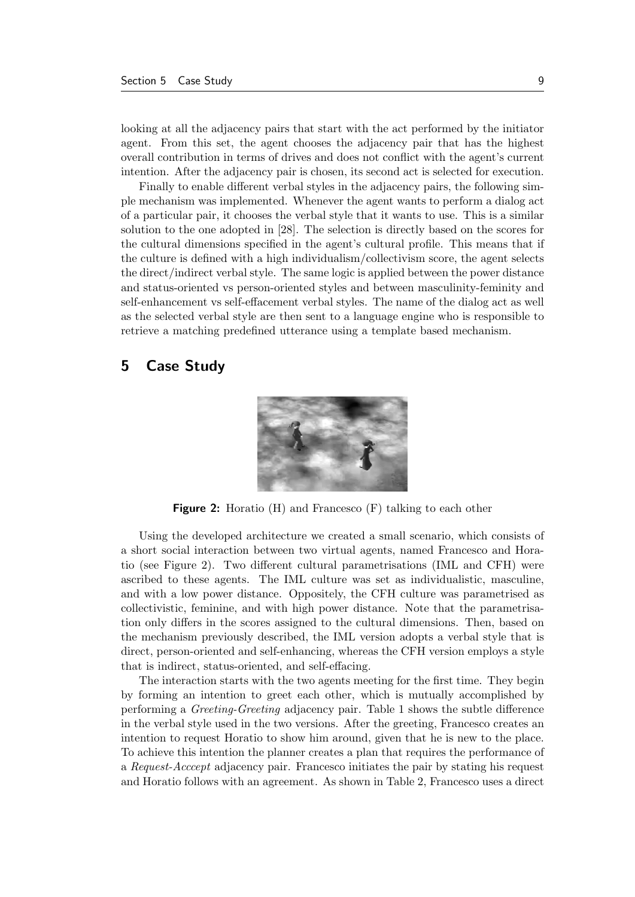looking at all the adjacency pairs that start with the act performed by the initiator agent. From this set, the agent chooses the adjacency pair that has the highest overall contribution in terms of drives and does not conflict with the agent's current intention. After the adjacency pair is chosen, its second act is selected for execution.

Finally to enable different verbal styles in the adjacency pairs, the following simple mechanism was implemented. Whenever the agent wants to perform a dialog act of a particular pair, it chooses the verbal style that it wants to use. This is a similar solution to the one adopted in [28]. The selection is directly based on the scores for the cultural dimensions specified in the agent's cultural profile. This means that if the culture is defined with a high individualism/collectivism score, the agent selects the direct/indirect verbal style. The same logic is applied between the power distance and status-oriented vs person-oriented styles and between masculinity-feminity and self-enhancement vs self-effacement verbal styles. The name of the dialog act as well as the selected verbal style are then sent to a language engine who is responsible to retrieve a matching predefined utterance using a template based mechanism.

# 5 Case Study

**Figure 2:** Horatio (H) and Francesco (F) talking to each other

Using the developed architecture we created a small scenario, which consists of a short social interaction between two virtual agents, named Francesco and Horatio (see Figure 2). Two different cultural parametrisations (IML and CFH) were ascribed to these agents. The IML culture was set as individualistic, masculine, and with a low power distance. Oppositely, the CFH culture was parametrised as collectivistic, feminine, and with high power distance. Note that the parametrisation only differs in the scores assigned to the cultural dimensions. Then, based on the mechanism previously described, the IML version adopts a verbal style that is direct, person-oriented and self-enhancing, whereas the CFH version employs a style that is indirect, status-oriented, and self-effacing.

The interaction starts with the two agents meeting for the first time. They begin by forming an intention to greet each other, which is mutually accomplished by performing a *Greeting-Greeting* adjacency pair. Table 1 shows the subtle difference in the verbal style used in the two versions. After the greeting, Francesco creates an intention to request Horatio to show him around, given that he is new to the place. To achieve this intention the planner creates a plan that requires the performance of a *Request-Acccept* adjacency pair. Francesco initiates the pair by stating his request and Horatio follows with an agreement. As shown in Table 2, Francesco uses a direct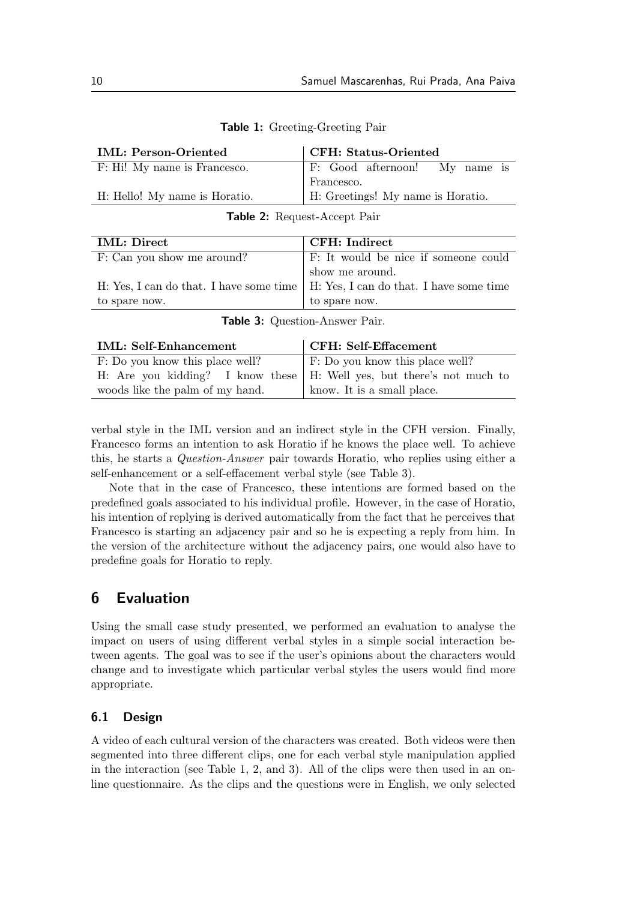**Table 1:** Greeting-Greeting Pair

| IML: Person-Oriented | CFH: Status-Oriented |
|---|---|
| F: Hi! My name is Francesco. | F: Good afternoon! My name is Francesco. |
| H: Hello! My name is Horatio. | H: Greetings! My name is Horatio. |

**Table 2:** Request-Accept Pair

| IML: Direct | CFH: Indirect |
|---|---|
| F: Can you show me around? | F: It would be nice if someone could show me around. |
| H: Yes, I can do that. I have some time to spare now. | H: Yes, I can do that. I have some time to spare now. |

**Table 3:** Question-Answer Pair.

| IML: Self-Enhancement | CFH: Self-Effacement |
|---|---|
| F: Do you know this place well? | F: Do you know this place well? |
| H: Are you kidding? I know these woods like the palm of my hand. | H: Well yes, but there's not much to know. It is a small place. |

verbal style in the IML version and an indirect style in the CFH version. Finally, Francesco forms an intention to ask Horatio if he knows the place well. To achieve this, he starts a *Question-Answer* pair towards Horatio, who replies using either a self-enhancement or a self-effacement verbal style (see Table 3).

Note that in the case of Francesco, these intentions are formed based on the predefined goals associated to his individual profile. However, in the case of Horatio, his intention of replying is derived automatically from the fact that he perceives that Francesco is starting an adjacency pair and so he is expecting a reply from him. In the version of the architecture without the adjacency pairs, one would also have to predefine goals for Horatio to reply.

## 6 Evaluation

Using the small case study presented, we performed an evaluation to analyse the impact on users of using different verbal styles in a simple social interaction between agents. The goal was to see if the user's opinions about the characters would change and to investigate which particular verbal styles the users would find more appropriate.

### 6.1 Design

A video of each cultural version of the characters was created. Both videos were then segmented into three different clips, one for each verbal style manipulation applied in the interaction (see Table 1, 2, and 3). All of the clips were then used in an online questionnaire. As the clips and the questions were in English, we only selected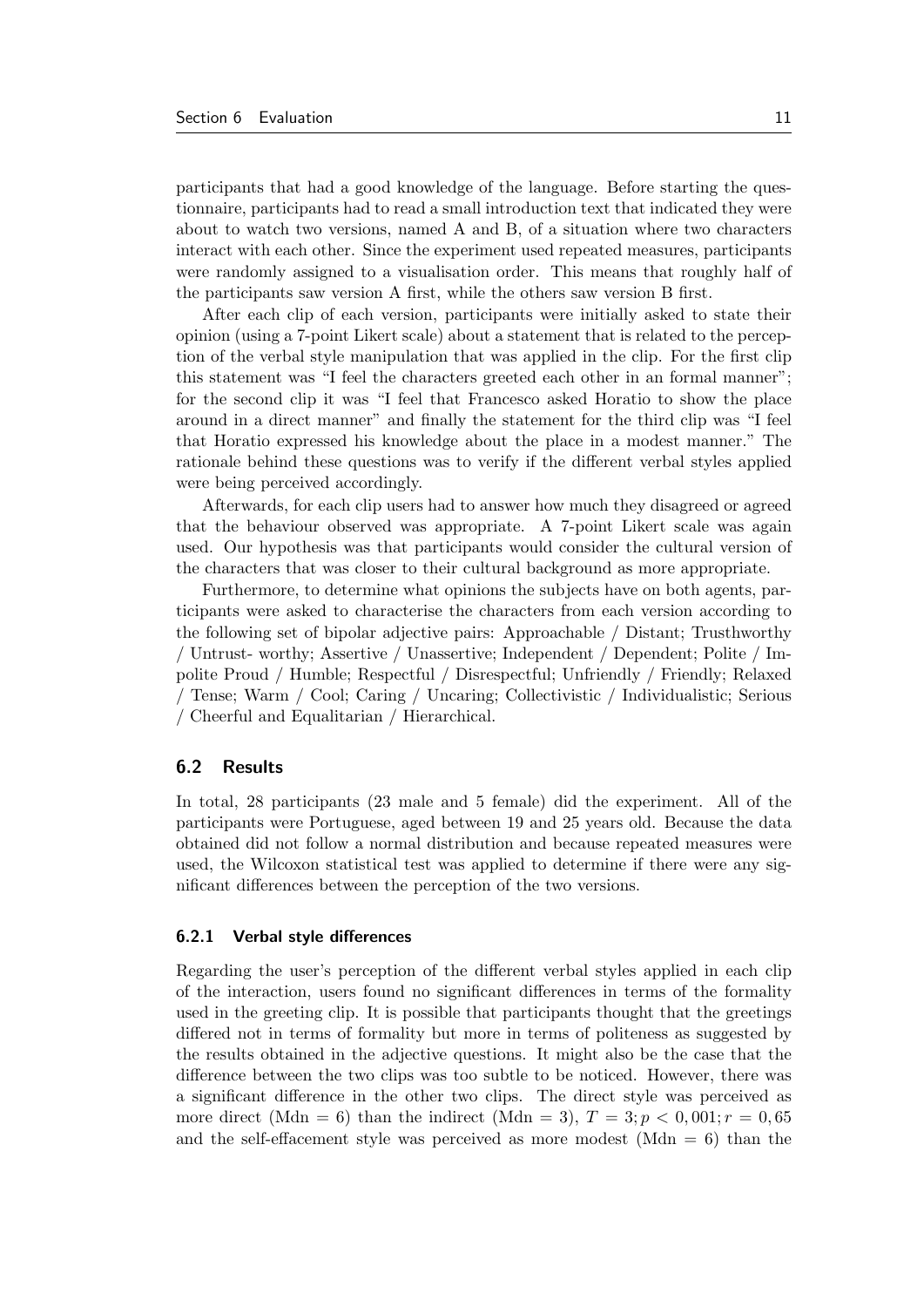participants that had a good knowledge of the language. Before starting the questionnaire, participants had to read a small introduction text that indicated they were about to watch two versions, named A and B, of a situation where two characters interact with each other. Since the experiment used repeated measures, participants were randomly assigned to a visualisation order. This means that roughly half of the participants saw version A first, while the others saw version B first.

After each clip of each version, participants were initially asked to state their opinion (using a 7-point Likert scale) about a statement that is related to the perception of the verbal style manipulation that was applied in the clip. For the first clip this statement was "I feel the characters greeted each other in an formal manner"; for the second clip it was "I feel that Francesco asked Horatio to show the place around in a direct manner" and finally the statement for the third clip was "I feel that Horatio expressed his knowledge about the place in a modest manner." The rationale behind these questions was to verify if the different verbal styles applied were being perceived accordingly.

Afterwards, for each clip users had to answer how much they disagreed or agreed that the behaviour observed was appropriate. A 7-point Likert scale was again used. Our hypothesis was that participants would consider the cultural version of the characters that was closer to their cultural background as more appropriate.

Furthermore, to determine what opinions the subjects have on both agents, participants were asked to characterise the characters from each version according to the following set of bipolar adjective pairs: Approachable / Distant; Trusthworthy / Untrust- worthy; Assertive / Unassertive; Independent / Dependent; Polite / Impolite Proud / Humble; Respectful / Disrespectful; Unfriendly / Friendly; Relaxed / Tense; Warm / Cool; Caring / Uncaring; Collectivistic / Individualistic; Serious / Cheerful and Equalitarian / Hierarchical.

### 6.2 Results

In total, 28 participants (23 male and 5 female) did the experiment. All of the participants were Portuguese, aged between 19 and 25 years old. Because the data obtained did not follow a normal distribution and because repeated measures were used, the Wilcoxon statistical test was applied to determine if there were any significant differences between the perception of the two versions.

#### 6.2.1 Verbal style differences

Regarding the user's perception of the different verbal styles applied in each clip of the interaction, users found no significant differences in terms of the formality used in the greeting clip. It is possible that participants thought that the greetings differed not in terms of formality but more in terms of politeness as suggested by the results obtained in the adjective questions. It might also be the case that the difference between the two clips was too subtle to be noticed. However, there was a significant difference in the other two clips. The direct style was perceived as more direct (Mdn = 6) than the indirect (Mdn = 3), $T = 3; p < 0,001; r = 0,65$ and the self-effacement style was perceived as more modest (Mdn = 6) than the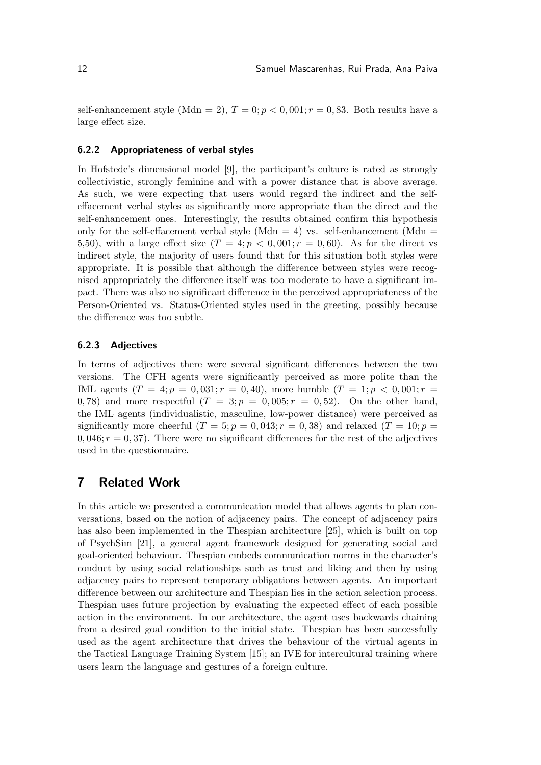self-enhancement style (Mdn = 2), $T = 0; p < 0,001; r = 0,83$. Both results have a large effect size.

### 6.2.2 Appropriateness of verbal styles

In Hofstede's dimensional model [9], the participant's culture is rated as strongly collectivistic, strongly feminine and with a power distance that is above average. As such, we were expecting that users would regard the indirect and the self-effacement verbal styles as significantly more appropriate than the direct and the self-enhancement ones. Interestingly, the results obtained confirm this hypothesis only for the self-effacement verbal style (Mdn = 4) vs. self-enhancement (Mdn = 5,50), with a large effect size ($T = 4; p < 0,001; r = 0,60$). As for the direct vs indirect style, the majority of users found that for this situation both styles were appropriate. It is possible that although the difference between styles were recognised appropriately the difference itself was too moderate to have a significant impact. There was also no significant difference in the perceived appropriateness of the Person-Oriented vs. Status-Oriented styles used in the greeting, possibly because the difference was too subtle.

### 6.2.3 Adjectives

In terms of adjectives there were several significant differences between the two versions. The CFH agents were significantly perceived as more polite than the IML agents ($T = 4; p = 0,031; r = 0,40$), more humble ($T = 1; p < 0,001; r = 0,78$) and more respectful ($T = 3; p = 0,005; r = 0,52$). On the other hand, the IML agents (individualistic, masculine, low-power distance) were perceived as significantly more cheerful ($T = 5; p = 0,043; r = 0,38$) and relaxed ($T = 10; p = 0,046; r = 0,37$). There were no significant differences for the rest of the adjectives used in the questionnaire.

## 7 Related Work

In this article we presented a communication model that allows agents to plan conversations, based on the notion of adjacency pairs. The concept of adjacency pairs has also been implemented in the Thespian architecture [25], which is built on top of PsychSim [21], a general agent framework designed for generating social and goal-oriented behaviour. Thespian embeds communication norms in the character's conduct by using social relationships such as trust and liking and then by using adjacency pairs to represent temporary obligations between agents. An important difference between our architecture and Thespian lies in the action selection process. Thespian uses future projection by evaluating the expected effect of each possible action in the environment. In our architecture, the agent uses backwards chaining from a desired goal condition to the initial state. Thespian has been successfully used as the agent architecture that drives the behaviour of the virtual agents in the Tactical Language Training System [15]; an IVE for intercultural training where users learn the language and gestures of a foreign culture.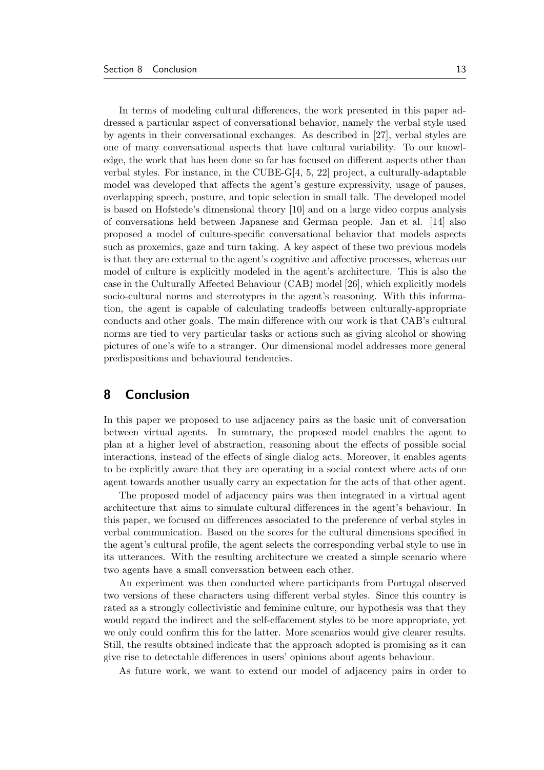In terms of modeling cultural differences, the work presented in this paper addressed a particular aspect of conversational behavior, namely the verbal style used by agents in their conversational exchanges. As described in [27], verbal styles are one of many conversational aspects that have cultural variability. To our knowledge, the work that has been done so far has focused on different aspects other than verbal styles. For instance, in the CUBE-G[4, 5, 22] project, a culturally-adaptable model was developed that affects the agent's gesture expressivity, usage of pauses, overlapping speech, posture, and topic selection in small talk. The developed model is based on Hofstede's dimensional theory [10] and on a large video corpus analysis of conversations held between Japanese and German people. Jan et al. [14] also proposed a model of culture-specific conversational behavior that models aspects such as proxemics, gaze and turn taking. A key aspect of these two previous models is that they are external to the agent's cognitive and affective processes, whereas our model of culture is explicitly modeled in the agent's architecture. This is also the case in the Culturally Affected Behaviour (CAB) model [26], which explicitly models socio-cultural norms and stereotypes in the agent's reasoning. With this information, the agent is capable of calculating tradeoffs between culturally-appropriate conducts and other goals. The main difference with our work is that CAB's cultural norms are tied to very particular tasks or actions such as giving alcohol or showing pictures of one's wife to a stranger. Our dimensional model addresses more general predispositions and behavioural tendencies.

## 8 Conclusion

In this paper we proposed to use adjacency pairs as the basic unit of conversation between virtual agents. In summary, the proposed model enables the agent to plan at a higher level of abstraction, reasoning about the effects of possible social interactions, instead of the effects of single dialog acts. Moreover, it enables agents to be explicitly aware that they are operating in a social context where acts of one agent towards another usually carry an expectation for the acts of that other agent.

The proposed model of adjacency pairs was then integrated in a virtual agent architecture that aims to simulate cultural differences in the agent's behaviour. In this paper, we focused on differences associated to the preference of verbal styles in verbal communication. Based on the scores for the cultural dimensions specified in the agent's cultural profile, the agent selects the corresponding verbal style to use in its utterances. With the resulting architecture we created a simple scenario where two agents have a small conversation between each other.

An experiment was then conducted where participants from Portugal observed two versions of these characters using different verbal styles. Since this country is rated as a strongly collectivistic and feminine culture, our hypothesis was that they would regard the indirect and the self-effacement styles to be more appropriate, yet we only could confirm this for the latter. More scenarios would give clearer results. Still, the results obtained indicate that the approach adopted is promising as it can give rise to detectable differences in users' opinions about agents behaviour.

As future work, we want to extend our model of adjacency pairs in order to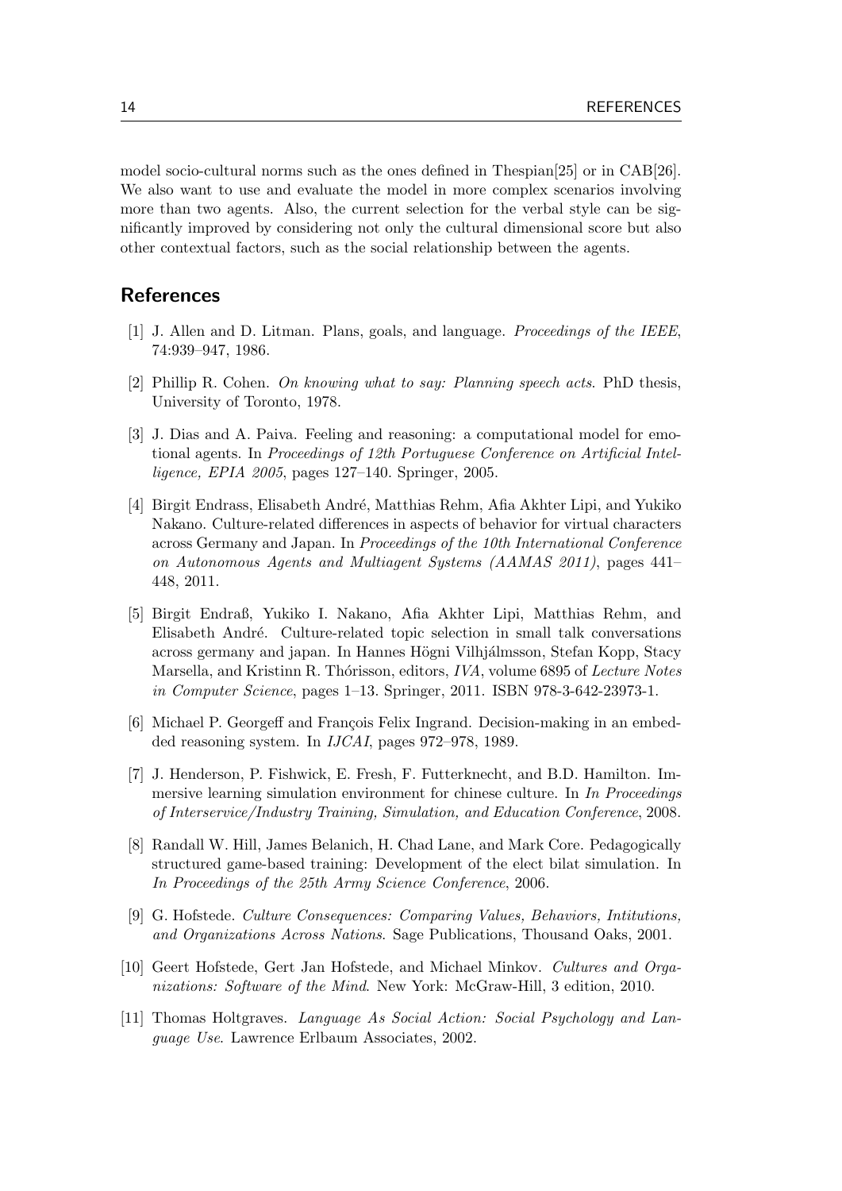model socio-cultural norms such as the ones defined in Thespian[25] or in CAB[26]. We also want to use and evaluate the model in more complex scenarios involving more than two agents. Also, the current selection for the verbal style can be significantly improved by considering not only the cultural dimensional score but also other contextual factors, such as the social relationship between the agents.

## References

[1] J. Allen and D. Litman. Plans, goals, and language. *Proceedings of the IEEE*, 74:939–947, 1986.

[2] Phillip R. Cohen. *On knowing what to say: Planning speech acts*. PhD thesis, University of Toronto, 1978.

[3] J. Dias and A. Paiva. Feeling and reasoning: a computational model for emotional agents. In *Proceedings of 12th Portuguese Conference on Artificial Intelligence, EPIA 2005*, pages 127–140. Springer, 2005.

[4] Birgit Endrass, Elisabeth André, Matthias Rehm, Afia Akhter Lipi, and Yukiko Nakano. Culture-related differences in aspects of behavior for virtual characters across Germany and Japan. In *Proceedings of the 10th International Conference on Autonomous Agents and Multiagent Systems (AAMAS 2011)*, pages 441–448, 2011.

[5] Birgit Endraß, Yukiko I. Nakano, Afia Akhter Lipi, Matthias Rehm, and Elisabeth André. Culture-related topic selection in small talk conversations across germany and japan. In Hannes Högni Vilhjálmsson, Stefan Kopp, Stacy Marsella, and Kristinn R. Thórisson, editors, *IVA*, volume 6895 of *Lecture Notes in Computer Science*, pages 1–13. Springer, 2011. ISBN 978-3-642-23973-1.

[6] Michael P. Georgeff and François Felix Ingrand. Decision-making in an embedded reasoning system. In *IJCAI*, pages 972–978, 1989.

[7] J. Henderson, P. Fishwick, E. Fresh, F. Futterknecht, and B.D. Hamilton. Immersive learning simulation environment for chinese culture. In *In Proceedings of Interservice/Industry Training, Simulation, and Education Conference*, 2008.

[8] Randall W. Hill, James Belanich, H. Chad Lane, and Mark Core. Pedagogically structured game-based training: Development of the elect bilat simulation. In *In Proceedings of the 25th Army Science Conference*, 2006.

[9] G. Hofstede. *Culture Consequences: Comparing Values, Behaviors, Intitutions, and Organizations Across Nations*. Sage Publications, Thousand Oaks, 2001.

[10] Geert Hofstede, Gert Jan Hofstede, and Michael Minkov. *Cultures and Organizations: Software of the Mind*. New York: McGraw-Hill, 3 edition, 2010.

[11] Thomas Holtgraves. *Language As Social Action: Social Psychology and Language Use*. Lawrence Erlbaum Associates, 2002.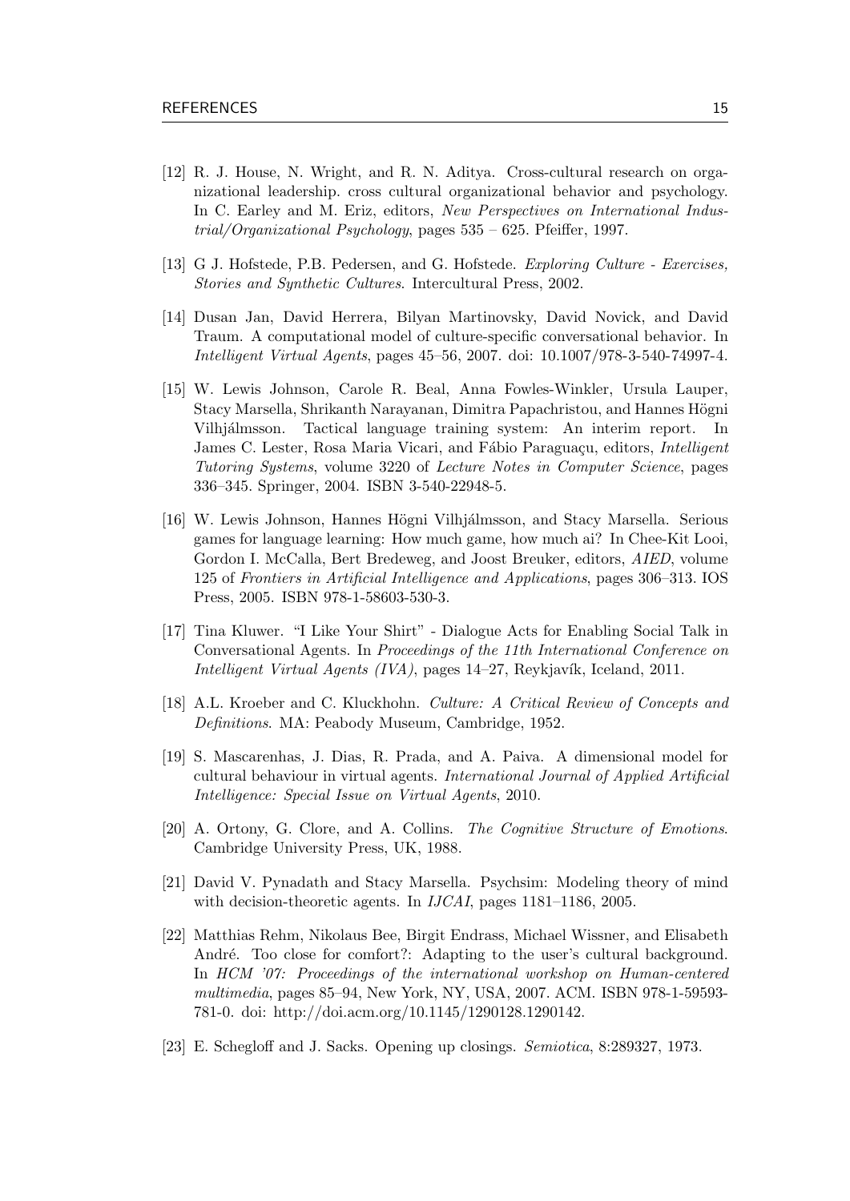[12] R. J. House, N. Wright, and R. N. Aditya. Cross-cultural research on organizational leadership. cross cultural organizational behavior and psychology. In C. Earley and M. Eriz, editors, *New Perspectives on International Industrial/Organizational Psychology*, pages 535 – 625. Pfeiffer, 1997.

[13] G J. Hofstede, P.B. Pedersen, and G. Hofstede. *Exploring Culture - Exercises, Stories and Synthetic Cultures*. Intercultural Press, 2002.

[14] Dusan Jan, David Herrera, Bilyan Martinovsky, David Novick, and David Traum. A computational model of culture-specific conversational behavior. In *Intelligent Virtual Agents*, pages 45–56, 2007. doi: 10.1007/978-3-540-74997-4.

[15] W. Lewis Johnson, Carole R. Beal, Anna Fowles-Winkler, Ursula Lauper, Stacy Marsella, Shrikanth Narayanan, Dimitra Papachristou, and Hannes Högni Vilhjálmsson. Tactical language training system: An interim report. In James C. Lester, Rosa Maria Vicari, and Fábio Paraguaçu, editors, *Intelligent Tutoring Systems*, volume 3220 of *Lecture Notes in Computer Science*, pages 336–345. Springer, 2004. ISBN 3-540-22948-5.

[16] W. Lewis Johnson, Hannes Högni Vilhjálmsson, and Stacy Marsella. Serious games for language learning: How much game, how much ai? In Chee-Kit Looi, Gordon I. McCalla, Bert Bredeweg, and Joost Breuker, editors, *AIED*, volume 125 of *Frontiers in Artificial Intelligence and Applications*, pages 306–313. IOS Press, 2005. ISBN 978-1-58603-530-3.

[17] Tina Kluwer. "I Like Your Shirt" - Dialogue Acts for Enabling Social Talk in Conversational Agents. In *Proceedings of the 11th International Conference on Intelligent Virtual Agents (IVA)*, pages 14–27, Reykjavík, Iceland, 2011.

[18] A.L. Kroeber and C. Kluckhohn. *Culture: A Critical Review of Concepts and Definitions*. MA: Peabody Museum, Cambridge, 1952.

[19] S. Mascarenhas, J. Dias, R. Prada, and A. Paiva. A dimensional model for cultural behaviour in virtual agents. *International Journal of Applied Artificial Intelligence: Special Issue on Virtual Agents*, 2010.

[20] A. Ortony, G. Clore, and A. Collins. *The Cognitive Structure of Emotions*. Cambridge University Press, UK, 1988.

[21] David V. Pynadath and Stacy Marsella. Psychsim: Modeling theory of mind with decision-theoretic agents. In *IJCAI*, pages 1181–1186, 2005.

[22] Matthias Rehm, Nikolaus Bee, Birgit Endrass, Michael Wissner, and Elisabeth André. Too close for comfort?: Adapting to the user's cultural background. In *HCM '07: Proceedings of the international workshop on Human-centered multimedia*, pages 85–94, New York, NY, USA, 2007. ACM. ISBN 978-1-59593-781-0. doi: http://doi.acm.org/10.1145/1290128.1290142.

[23] E. Schegloff and J. Sacks. Opening up closings. *Semiotica*, 8:289327, 1973.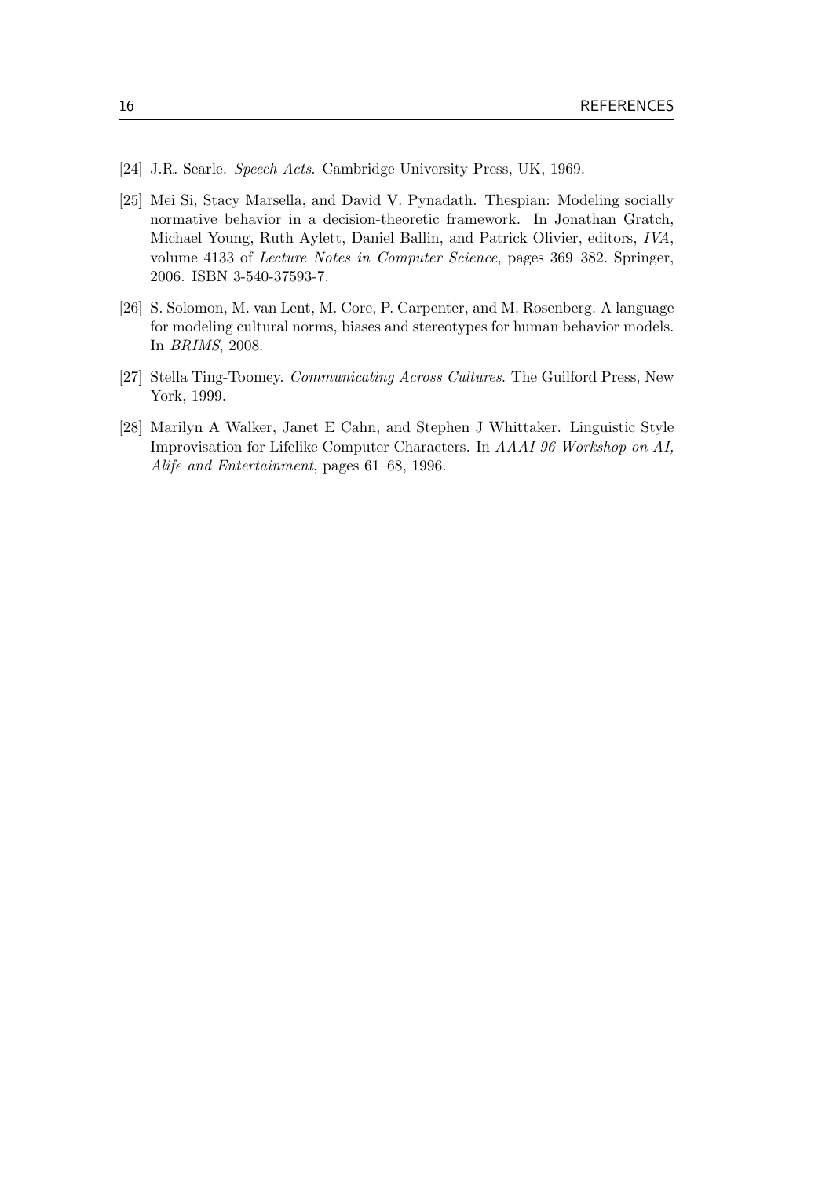[24] J.R. Searle. *Speech Acts*. Cambridge University Press, UK, 1969.

[25] Mei Si, Stacy Marsella, and David V. Pynadath. Thespian: Modeling socially normative behavior in a decision-theoretic framework. In Jonathan Gratch, Michael Young, Ruth Aylett, Daniel Ballin, and Patrick Olivier, editors, *IVA*, volume 4133 of *Lecture Notes in Computer Science*, pages 369–382. Springer, 2006. ISBN 3-540-37593-7.

[26] S. Solomon, M. van Lent, M. Core, P. Carpenter, and M. Rosenberg. A language for modeling cultural norms, biases and stereotypes for human behavior models. In *BRIMS*, 2008.

[27] Stella Ting-Toomey. *Communicating Across Cultures*. The Guilford Press, New York, 1999.

[28] Marilyn A Walker, Janet E Cahn, and Stephen J Whittaker. Linguistic Style Improvisation for Lifelike Computer Characters. In *AAAI 96 Workshop on AI, Alife and Entertainment*, pages 61–68, 1996.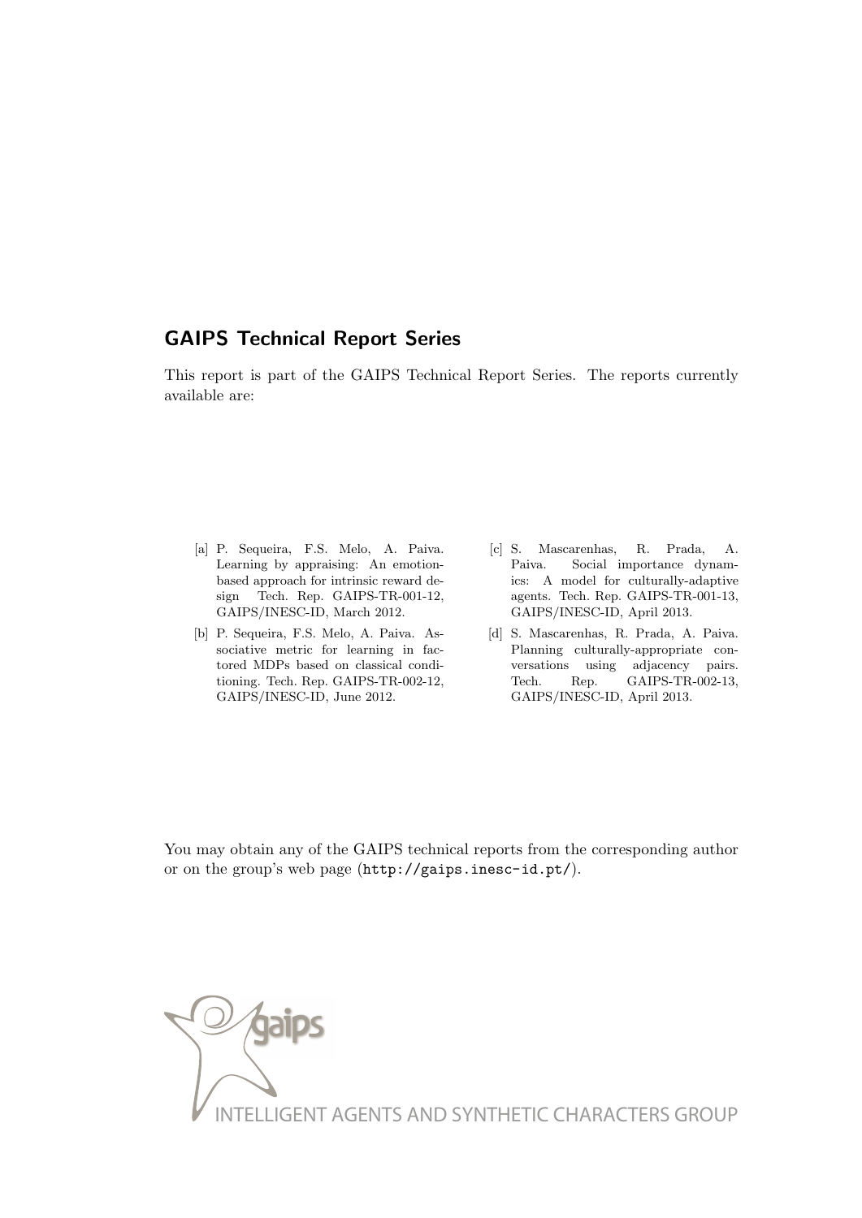## GAIPS Technical Report Series

This report is part of the GAIPS Technical Report Series. The reports currently available are:

[a] P. Sequeira, F.S. Melo, A. Paiva. Learning by appraising: An emotion-based approach for intrinsic reward design Tech. Rep. GAIPS-TR-001-12, GAIPS/INESC-ID, March 2012.

[b] P. Sequeira, F.S. Melo, A. Paiva. Associative metric for learning in factored MDPs based on classical conditioning. Tech. Rep. GAIPS-TR-002-12, GAIPS/INESC-ID, June 2012.

[c] S. Mascarenhas, R. Prada, A. Paiva. Social importance dynamics: A model for culturally-adaptive agents. Tech. Rep. GAIPS-TR-001-13, GAIPS/INESC-ID, April 2013.

[d] S. Mascarenhas, R. Prada, A. Paiva. Planning culturally-appropriate conversations using adjacency pairs. Tech. Rep. GAIPS-TR-002-13, GAIPS/INESC-ID, April 2013.

You may obtain any of the GAIPS technical reports from the corresponding author or on the group's web page (`http://gaips.inesc-id.pt/`).

gaips

INTELLIGENT AGENTS AND SYNTHETIC CHARACTERS GROUP